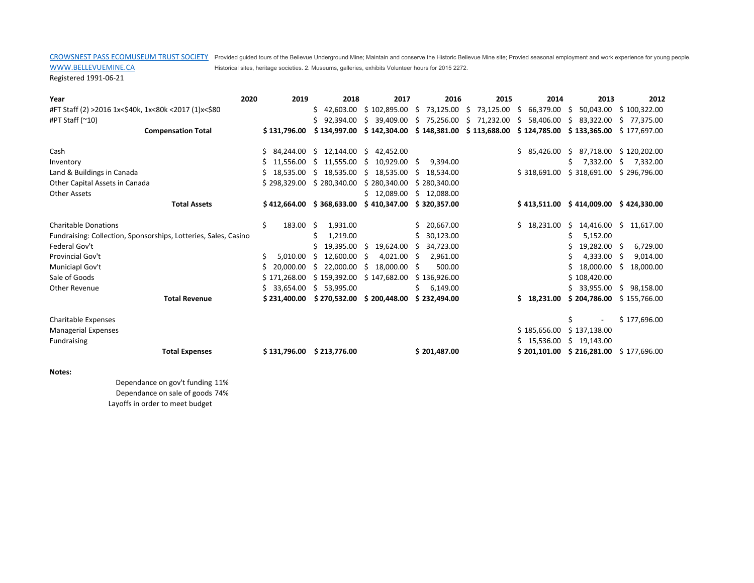CROWSNEST PASS ECOMUSEUM TRUST SOCIETY Provided guided tours of the Bellevue Underground Mine; Maintain and conserve the Historic Bellevue Mine site; Provied seasonal employment and work experience for young people.

WWW.BELLEVUEMINE.CA Historical sites, heritage societies. 2. Museums, galleries, exhibits Volunteer hours for 2015 2272.

Registered 1991-06-21

| Year | 2020 | 2019 | 2018 | 2017 | 2016 | 2015 | 2014 | 2013 | 2012 |
|---|---|---|---|---|---|---|---|---|---|
| #FT Staff (2) >2016 1x<$40k, 1x<80k <2017 (1)x<$80 | | | $ 42,603.00 | $ 102,895.00 | $ 73,125.00 | $ 73,125.00 | $ 66,379.00 | $ 50,043.00 | $ 100,322.00 |
| #PT Staff (~10) | | | $ 92,394.00 | $ 39,409.00 | $ 75,256.00 | $ 71,232.00 | $ 58,406.00 | $ 83,322.00 | $ 77,375.00 |
| **Compensation Total** | | **$ 131,796.00** | **$ 134,997.00** | **$ 142,304.00** | **$ 148,381.00** | **$ 113,688.00** | **$ 124,785.00** | **$ 133,365.00** | $ 177,697.00 |
| | | | | | | | | | |
| Cash | | $ 84,244.00 | $ 12,144.00 | $ 42,452.00 | | | $ 85,426.00 | $ 87,718.00 | $ 120,202.00 |
| Inventory | | $ 11,556.00 | $ 11,555.00 | $ 10,929.00 | $ 9,394.00 | | | $ 7,332.00 | $ 7,332.00 |
| Land & Buildings in Canada | | $ 18,535.00 | $ 18,535.00 | $ 18,535.00 | $ 18,534.00 | | $ 318,691.00 | $ 318,691.00 | $ 296,796.00 |
| Other Capital Assets in Canada | | $ 298,329.00 | $ 280,340.00 | $ 280,340.00 | $ 280,340.00 | | | | |
| Other Assets | | | | $ 12,089.00 | $ 12,088.00 | | | | |
| **Total Assets** | | **$ 412,664.00** | **$ 368,633.00** | **$ 410,347.00** | **$ 320,357.00** | | **$ 413,511.00** | **$ 414,009.00** | **$ 424,330.00** |
| | | | | | | | | | |
| Charitable Donations | | $ 183.00 | $ 1,931.00 | | $ 20,667.00 | | $ 18,231.00 | $ 14,416.00 | $ 11,617.00 |
| Fundraising: Collection, Sponsorships, Lotteries, Sales, Casino | | | $ 1,219.00 | | $ 30,123.00 | | | $ 5,152.00 | |
| Federal Gov't | | | $ 19,395.00 | $ 19,624.00 | $ 34,723.00 | | | $ 19,282.00 | $ 6,729.00 |
| Provincial Gov't | | $ 5,010.00 | $ 12,600.00 | $ 4,021.00 | $ 2,961.00 | | | $ 4,333.00 | $ 9,014.00 |
| Municiapl Gov't | | $ 20,000.00 | $ 22,000.00 | $ 18,000.00 | $ 500.00 | | | $ 18,000.00 | $ 18,000.00 |
| Sale of Goods | | $ 171,268.00 | $ 159,392.00 | $ 147,682.00 | $ 136,926.00 | | | $ 108,420.00 | |
| Other Revenue | | $ 33,654.00 | $ 53,995.00 | | $ 6,149.00 | | | $ 33,955.00 | $ 98,158.00 |
| **Total Revenue** | | **$ 231,400.00** | **$ 270,532.00** | **$ 200,448.00** | **$ 232,494.00** | | **$ 18,231.00** | **$ 204,786.00** | $ 155,766.00 |
| | | | | | | | | | |
| Charitable Expenses | | | | | | | | $ - | $ 177,696.00 |
| Managerial Expenses | | | | | | | $ 185,656.00 | $ 137,138.00 | |
| Fundraising | | | | | | | $ 15,536.00 | $ 19,143.00 | |
| **Total Expenses** | | **$ 131,796.00** | **$ 213,776.00** | | **$ 201,487.00** | | **$ 201,101.00** | **$ 216,281.00** | $ 177,696.00 |

**Notes:**

Dependance on gov't funding 11%

Dependance on sale of goods 74%

Layoffs in order to meet budget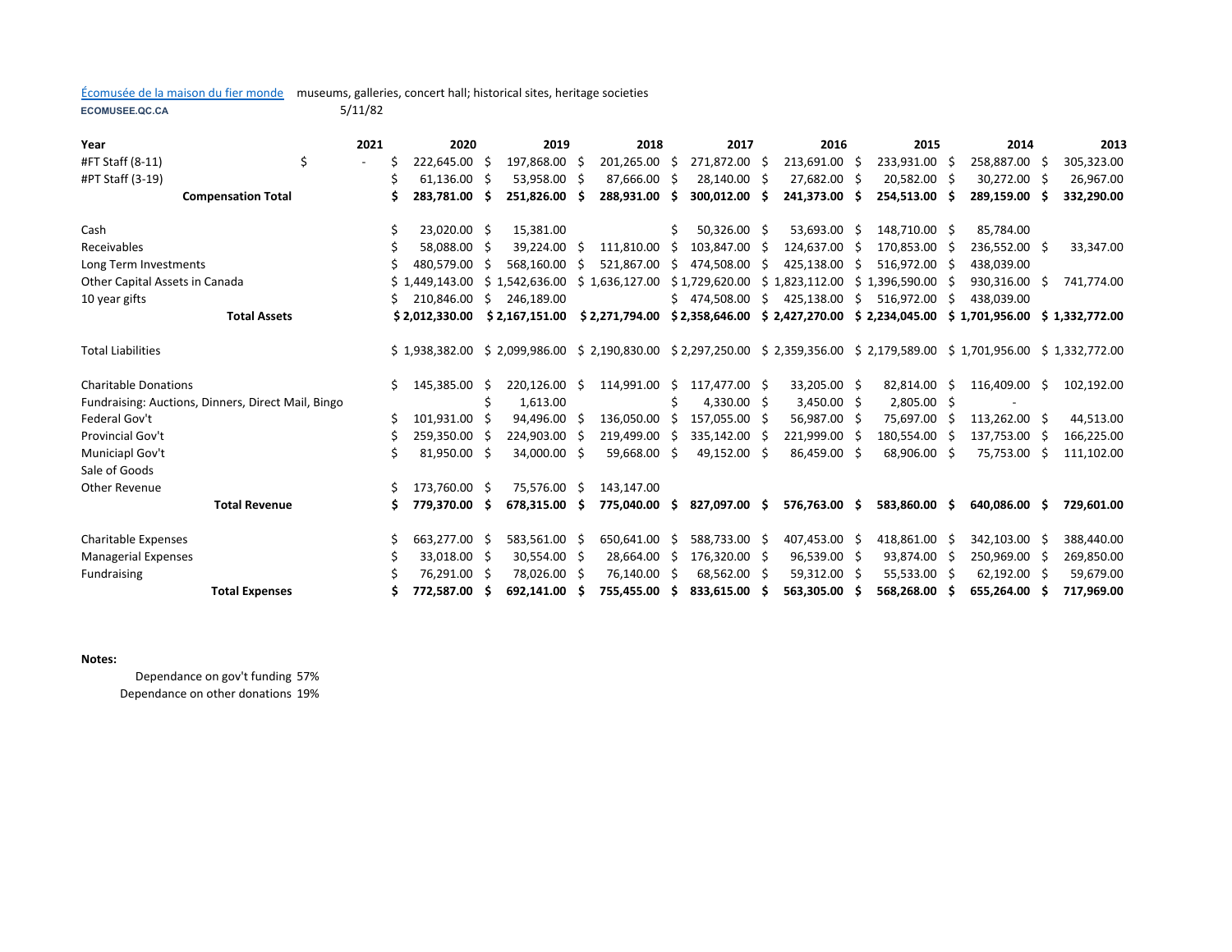Écomusée de la maison du fier monde museums, galleries, concert hall; historical sites, heritage societies

ECOMUSEE.QC.CA 5/11/82

| Year | 2021 | 2020 | 2019 | 2018 | 2017 | 2016 | 2015 | 2014 | 2013 |
|---|---|---|---|---|---|---|---|---|---|
| #FT Staff (8-11) | $ - | $ 222,645.00 | $ 197,868.00 | $ 201,265.00 | $ 271,872.00 | $ 213,691.00 | $ 233,931.00 | $ 258,887.00 | $ 305,323.00 |
| #PT Staff (3-19) | | $ 61,136.00 | $ 53,958.00 | $ 87,666.00 | $ 28,140.00 | $ 27,682.00 | $ 20,582.00 | $ 30,272.00 | $ 26,967.00 |
| **Compensation Total** | | **$ 283,781.00** | **$ 251,826.00** | **$ 288,931.00** | **$ 300,012.00** | **$ 241,373.00** | **$ 254,513.00** | **$ 289,159.00** | **$ 332,290.00** |
| | | | | | | | | | |
| Cash | | $ 23,020.00 | $ 15,381.00 | | $ 50,326.00 | $ 53,693.00 | $ 148,710.00 | $ 85,784.00 | |
| Receivables | | $ 58,088.00 | $ 39,224.00 | $ 111,810.00 | $ 103,847.00 | $ 124,637.00 | $ 170,853.00 | $ 236,552.00 | $ 33,347.00 |
| Long Term Investments | | $ 480,579.00 | $ 568,160.00 | $ 521,867.00 | $ 474,508.00 | $ 425,138.00 | $ 516,972.00 | $ 438,039.00 | |
| Other Capital Assets in Canada | | $ 1,449,143.00 | $ 1,542,636.00 | $ 1,636,127.00 | $ 1,729,620.00 | $ 1,823,112.00 | $ 1,396,590.00 | $ 930,316.00 | $ 741,774.00 |
| 10 year gifts | | $ 210,846.00 | $ 246,189.00 | | $ 474,508.00 | $ 425,138.00 | $ 516,972.00 | $ 438,039.00 | |
| **Total Assets** | | **$ 2,012,330.00** | **$ 2,167,151.00** | **$ 2,271,794.00** | **$ 2,358,646.00** | **$ 2,427,270.00** | **$ 2,234,045.00** | **$ 1,701,956.00** | **$ 1,332,772.00** |
| | | | | | | | | | |
| Total Liabilities | | $ 1,938,382.00 | $ 2,099,986.00 | $ 2,190,830.00 | $ 2,297,250.00 | $ 2,359,356.00 | $ 2,179,589.00 | $ 1,701,956.00 | $ 1,332,772.00 |
| | | | | | | | | | |
| Charitable Donations | | $ 145,385.00 | $ 220,126.00 | $ 114,991.00 | $ 117,477.00 | $ 33,205.00 | $ 82,814.00 | $ 116,409.00 | $ 102,192.00 |
| Fundraising: Auctions, Dinners, Direct Mail, Bingo | | | $ 1,613.00 | | $ 4,330.00 | $ 3,450.00 | $ 2,805.00 | $ - | |
| Federal Gov't | | $ 101,931.00 | $ 94,496.00 | $ 136,050.00 | $ 157,055.00 | $ 56,987.00 | $ 75,697.00 | $ 113,262.00 | $ 44,513.00 |
| Provincial Gov't | | $ 259,350.00 | $ 224,903.00 | $ 219,499.00 | $ 335,142.00 | $ 221,999.00 | $ 180,554.00 | $ 137,753.00 | $ 166,225.00 |
| Municiapl Gov't | | $ 81,950.00 | $ 34,000.00 | $ 59,668.00 | $ 49,152.00 | $ 86,459.00 | $ 68,906.00 | $ 75,753.00 | $ 111,102.00 |
| Sale of Goods | | | | | | | | | |
| Other Revenue | | $ 173,760.00 | $ 75,576.00 | $ 143,147.00 | | | | | |
| **Total Revenue** | | **$ 779,370.00** | **$ 678,315.00** | **$ 775,040.00** | **$ 827,097.00** | **$ 576,763.00** | **$ 583,860.00** | **$ 640,086.00** | **$ 729,601.00** |
| | | | | | | | | | |
| Charitable Expenses | | $ 663,277.00 | $ 583,561.00 | $ 650,641.00 | $ 588,733.00 | $ 407,453.00 | $ 418,861.00 | $ 342,103.00 | $ 388,440.00 |
| Managerial Expenses | | $ 33,018.00 | $ 30,554.00 | $ 28,664.00 | $ 176,320.00 | $ 96,539.00 | $ 93,874.00 | $ 250,969.00 | $ 269,850.00 |
| Fundraising | | $ 76,291.00 | $ 78,026.00 | $ 76,140.00 | $ 68,562.00 | $ 59,312.00 | $ 55,533.00 | $ 62,192.00 | $ 59,679.00 |
| **Total Expenses** | | **$ 772,587.00** | **$ 692,141.00** | **$ 755,455.00** | **$ 833,615.00** | **$ 563,305.00** | **$ 568,268.00** | **$ 655,264.00** | **$ 717,969.00** |

**Notes:**

Dependance on gov't funding 57%

Dependance on other donations 19%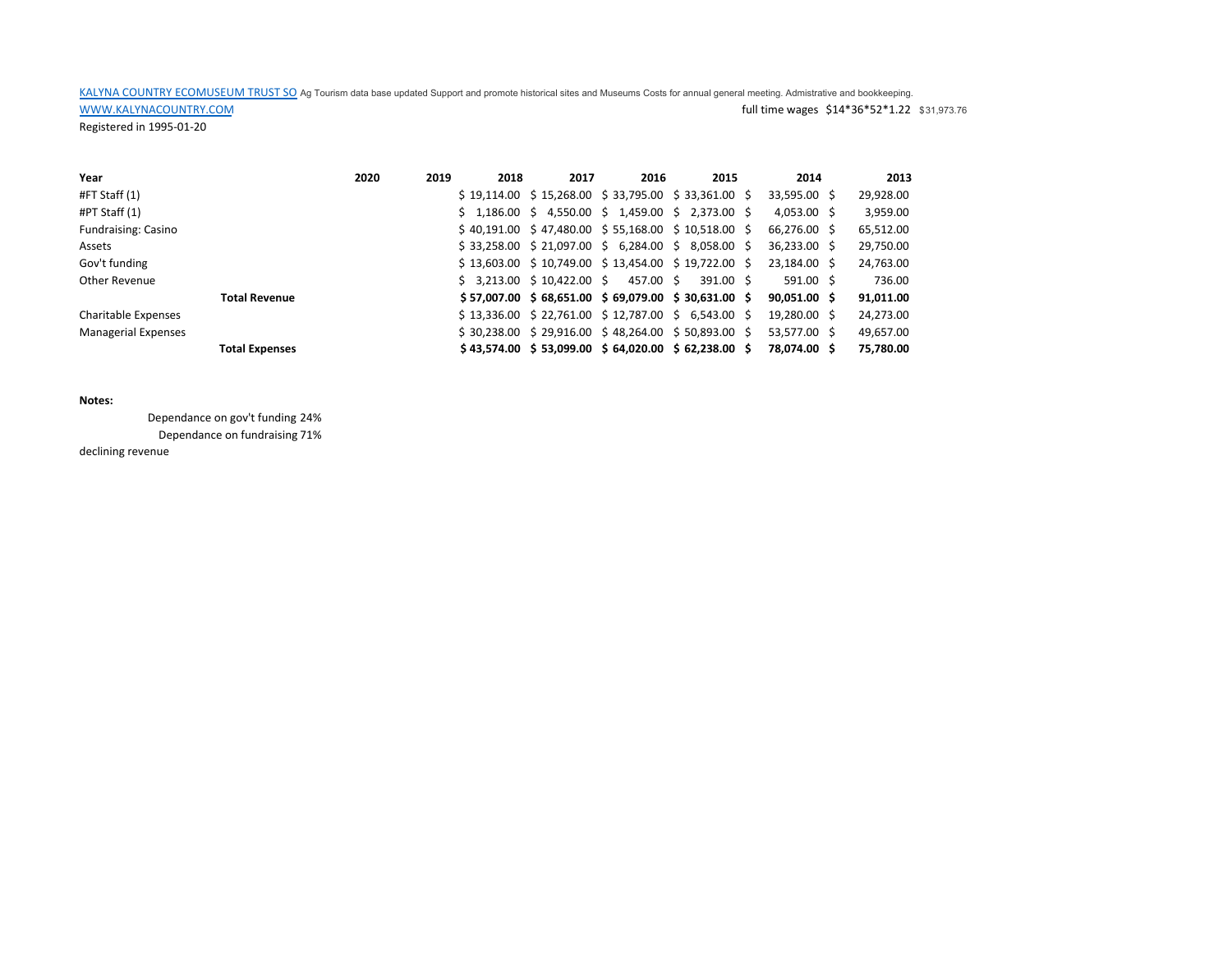KALYNA COUNTRY ECOMUSEUM TRUST SO Ag Tourism data base updated Support and promote historical sites and Museums Costs for annual general meeting. Admistrative and bookkeeping.

WWW.KALYNACOUNTRY.COM

full time wages $14*36*52*1.22 $31,973.76

Registered in 1995-01-20

| Year | | 2020 | 2019 | 2018 | 2017 | 2016 | 2015 | 2014 | 2013 |
|---|---|---|---|---|---|---|---|---|---|
| #FT Staff (1) | | | | $ 19,114.00 | $ 15,268.00 | $ 33,795.00 | $ 33,361.00 | $ 33,595.00 | $ 29,928.00 |
| #PT Staff (1) | | | | $ 1,186.00 | $ 4,550.00 | $ 1,459.00 | $ 2,373.00 | $ 4,053.00 | $ 3,959.00 |
| Fundraising: Casino | | | | $ 40,191.00 | $ 47,480.00 | $ 55,168.00 | $ 10,518.00 | $ 66,276.00 | $ 65,512.00 |
| Assets | | | | $ 33,258.00 | $ 21,097.00 | $ 6,284.00 | $ 8,058.00 | $ 36,233.00 | $ 29,750.00 |
| Gov't funding | | | | $ 13,603.00 | $ 10,749.00 | $ 13,454.00 | $ 19,722.00 | $ 23,184.00 | $ 24,763.00 |
| Other Revenue | | | | $ 3,213.00 | $ 10,422.00 | $ 457.00 | $ 391.00 | $ 591.00 | $ 736.00 |
| | **Total Revenue** | | | **$ 57,007.00** | **$ 68,651.00** | **$ 69,079.00** | **$ 30,631.00** | **$ 90,051.00** | **$ 91,011.00** |
| Charitable Expenses | | | | $ 13,336.00 | $ 22,761.00 | $ 12,787.00 | $ 6,543.00 | $ 19,280.00 | $ 24,273.00 |
| Managerial Expenses | | | | $ 30,238.00 | $ 29,916.00 | $ 48,264.00 | $ 50,893.00 | $ 53,577.00 | $ 49,657.00 |
| | **Total Expenses** | | | **$ 43,574.00** | **$ 53,099.00** | **$ 64,020.00** | **$ 62,238.00** | **$ 78,074.00** | **$ 75,780.00** |

**Notes:**

Dependance on gov't funding 24%

Dependance on fundraising 71%

declining revenue